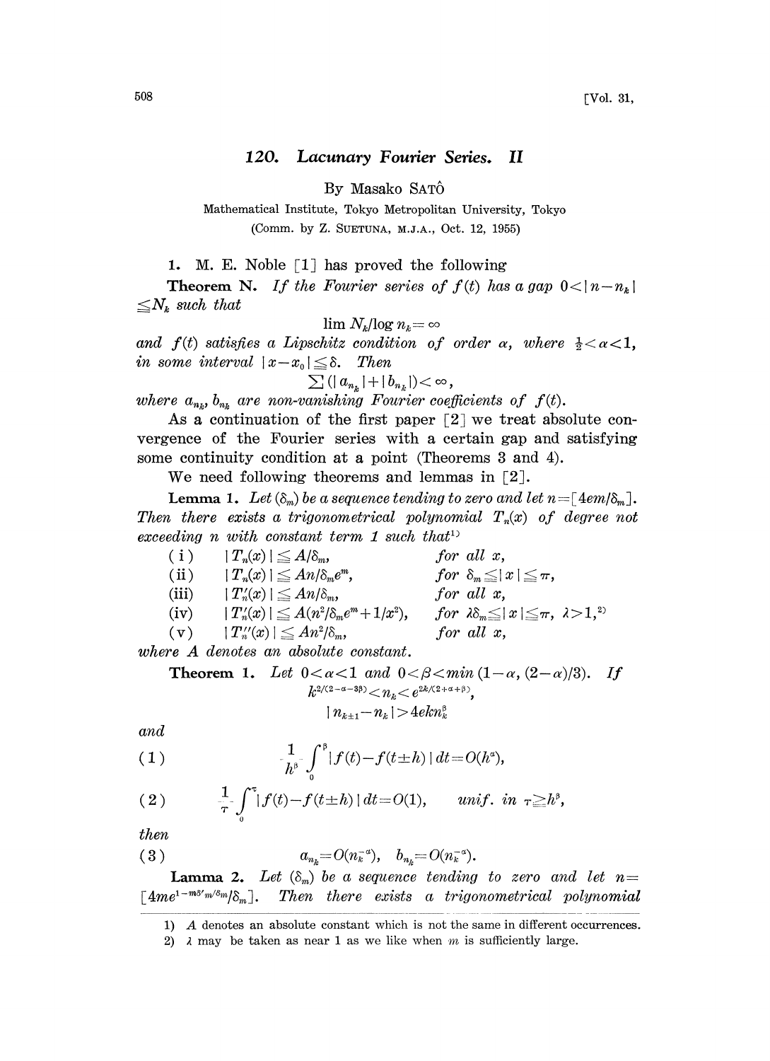# 120. Lacunary Fourier Series. II

By Masako SATÔ

Mathematical Institute, Tokyo Metropolitan University, Tokyo

(Comm. by Z. SUETUNA, M.J.A., Oct. 12, 1955)

1. M. E. Noble [1] has proved the following

**Theorem N.** *If the Fourier series of $f(t)$ has a gap $0<|n-n_k| \leq N_k$ such that*

$$\lim N_k/\log n_k = \infty$$

*and $f(t)$ satisfies a Lipschitz condition of order $\alpha$, where $\frac{1}{2}<\alpha<1$, in some interval $|x-x_0|\leq \delta$. Then*

$$\sum (|a_{n_k}|+|b_{n_k}|)<\infty,$$

*where $a_{n_k}, b_{n_k}$ are non-vanishing Fourier coefficients of $f(t)$.*

As a continuation of the first paper [2] we treat absolute convergence of the Fourier series with a certain gap and satisfying some continuity condition at a point (Theorems 3 and 4).

We need following theorems and lemmas in [2].

**Lemma 1.** *Let $(\delta_m)$ be a sequence tending to zero and let $n=[4em/\delta_m]$. Then there exists a trigonometrical polynomial $T_n(x)$ of degree not exceeding $n$ with constant term 1 such that*[1]

| | | |
|---|---|---|
| (i) | $\lvert T_n(x)\rvert \leq A/\delta_m,$ | *for all $x$,* |
| (ii) | $\lvert T_n(x)\rvert \leq An/\delta_m e^m,$ | *for $\delta_m \leq \lvert x\rvert \leq \pi$,* |
| (iii) | $\lvert T_n'(x)\rvert \leq An/\delta_m,$ | *for all $x$,* |
| (iv) | $\lvert T_n'(x)\rvert \leq A(n^2/\delta_m e^m + 1/x^2),$ | *for $\lambda\delta_m \leq \lvert x\rvert \leq \pi$, $\lambda>1$,*[2] |
| (v) | $\lvert T_n''(x)\rvert \leq An^2/\delta_m,$ | *for all $x$,* |

*where $A$ denotes an absolute constant.*

**Theorem 1.** *Let $0<\alpha<1$ and $0<\beta<\min(1-\alpha, (2-\alpha)/3)$. If*

$$k^{2/(2-\alpha-3\beta)}<n_k<e^{2k/(2+\alpha+\beta)},$$

$$|n_{k\pm 1}-n_k|>4ekn_k^\beta$$

*and*

$$(1) \qquad \frac{1}{h^\beta}\int_0^\beta |f(t)-f(t\pm h)|\,dt=O(h^\alpha),$$

$$(2) \qquad \frac{1}{\tau}\int_0^\tau |f(t)-f(t\pm h)|\,dt=O(1), \qquad unif.\ in\ \tau\geq h^\beta,$$

*then*

$$(3) \qquad a_{n_k}=O(n_k^{-\alpha}), \quad b_{n_k}=O(n_k^{-\alpha}).$$

**Lamma 2.** *Let $(\delta_m)$ be a sequence tending to zero and let $n=[4me^{1-m\delta' m/\delta_m}/\delta_m]$. Then there exists a trigonometrical polynomial*

---

1) $A$ denotes an absolute constant which is not the same in different occurrences.

2) $\lambda$ may be taken as near 1 as we like when $m$ is sufficiently large.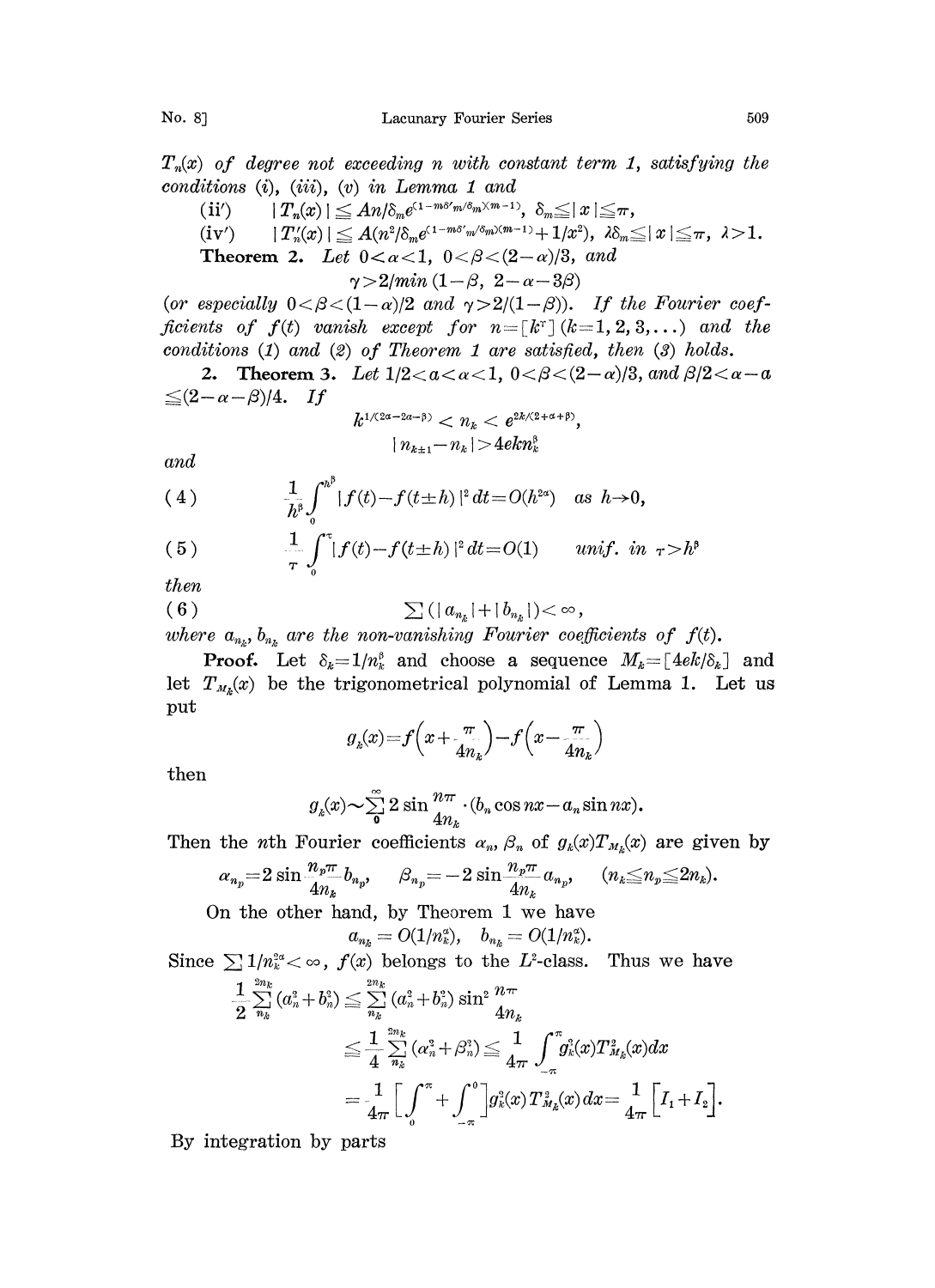$T_n(x)$ *of degree not exceeding* $n$ *with constant term 1, satisfying the conditions* (i), (iii), (v) *in Lemma 1 and*

(ii′) $\quad |T_n(x)| \leqq An/\delta_m e^{(1-m\delta'_m/\delta_m)(m-1)}, \ \delta_m \leqq |x| \leqq \pi,$

(iv′) $\quad |T'_n(x)| \leqq A(n^2/\delta_m e^{(1-m\delta'_m/\delta_m)(m-1)} + 1/x^2), \ \lambda\delta_m \leqq |x| \leqq \pi, \ \lambda > 1.$

**Theorem 2.** *Let* $0<\alpha<1$, $0<\beta<(2-\alpha)/3$, *and*

$$\gamma > 2/min\,(1-\beta,\ 2-\alpha-3\beta)$$

(*or especially* $0<\beta<(1-\alpha)/2$ *and* $\gamma>2/(1-\beta)$). *If the Fourier coefficients of* $f(t)$ *vanish except for* $n=[k^\tau]$ $(k=1,2,3,\dots)$ *and the conditions* (1) *and* (2) *of Theorem 1 are satisfied, then* (3) *holds.*

**2. Theorem 3.** *Let* $1/2<a<\alpha<1$, $0<\beta<(2-\alpha)/3$, *and* $\beta/2<\alpha-a \leqq (2-\alpha-\beta)/4$. *If*

$$k^{1/(2\alpha-2a-\beta)} < n_k < e^{2k/(2+\alpha+\beta)},$$

$$|n_{k\pm1}-n_k| > 4ekn_k^\beta$$

*and*

$$\frac{1}{h^\beta}\int_0^{h^\beta} |f(t)-f(t\pm h)|^2\,dt = O(h^{2\alpha}) \quad as\ h\to 0, \tag{4}$$

$$\frac{1}{\tau}\int_0^{\tau} |f(t)-f(t\pm h)|^2\,dt = O(1) \qquad unif.\ in\ \tau>h^\beta \tag{5}$$

*then*

$$\sum(|a_{n_k}|+|b_{n_k}|)<\infty, \tag{6}$$

*where* $a_{n_k}, b_{n_k}$ *are the non-vanishing Fourier coefficients of* $f(t)$.

**Proof.** Let $\delta_k = 1/n_k^\beta$ and choose a sequence $M_k=[4ek/\delta_k]$ and let $T_{M_k}(x)$ be the trigonometrical polynomial of Lemma 1. Let us put

$$g_k(x) = f\Big(x+\frac{\pi}{4n_k}\Big) - f\Big(x-\frac{\pi}{4n_k}\Big)$$

then

$$g_k(x) \sim \sum_0^\infty 2\sin\frac{n\pi}{4n_k}\cdot(b_n\cos nx - a_n \sin nx).$$

Then the $n$th Fourier coefficients $\alpha_n$, $\beta_n$ of $g_k(x)T_{M_k}(x)$ are given by

$$\alpha_{n_p} = 2\sin\frac{n_p\pi}{4n_k}b_{n_p}, \quad \beta_{n_p} = -2\sin\frac{n_p\pi}{4n_k}a_{n_p}, \quad (n_k \leqq n_p \leqq 2n_k).$$

On the other hand, by Theorem 1 we have

$$a_{n_k} = O(1/n_k^a), \quad b_{n_k} = O(1/n_k^a).$$

Since $\sum 1/n_k^{2a}<\infty$, $f(x)$ belongs to the $L^2$-class. Thus we have

$$\begin{aligned}
\frac{1}{2}\sum_{n_k}^{2n_k}(a_n^2+b_n^2) &\leqq \sum_{n_k}^{2n_k}(a_n^2+b_n^2)\sin^2\frac{n\pi}{4n_k} \\
&\leqq \frac{1}{4}\sum_{n_k}^{2n_k}(\alpha_n^2+\beta_n^2) \leqq \frac{1}{4\pi}\int_{-\pi}^{\pi} g_k^2(x)T_{M_k}^2(x)\,dx \\
&= \frac{1}{4\pi}\Big[\int_0^\pi + \int_{-\pi}^0\Big]g_k^2(x)T_{M_k}^2(x)\,dx = \frac{1}{4\pi}\Big[I_1+I_2\Big].
\end{aligned}$$

By integration by parts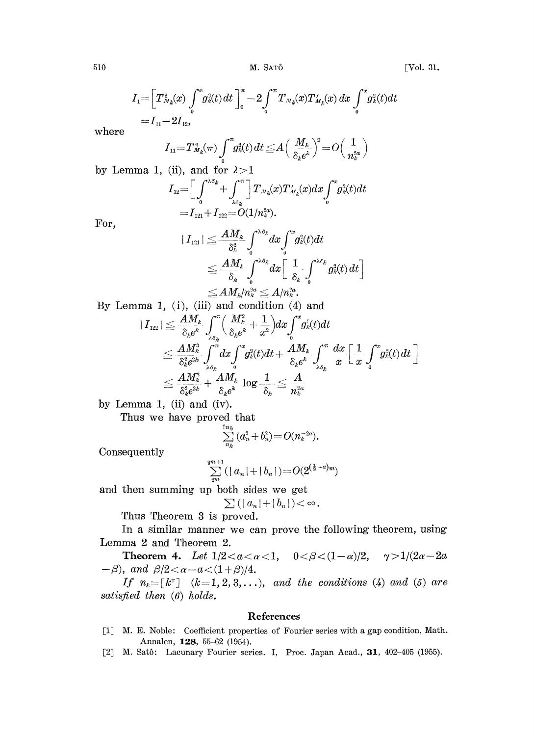$$I_1=\Big[T_{M_k}^2(x)\int_0^x g_k^2(t)\,dt\Big]_0^\pi-2\int_0^\pi T_{M_k}(x)T'_{M_k}(x)\,dx\int_0^x g_k^2(t)dt$$
$$=I_{11}-2I_{12},$$

where

$$I_{11}=T_{M_k}^2(\pi)\int_0^\pi g_k^2(t)\,dt\leq A\Big(\frac{M_k}{\delta_k e^k}\Big)^2=O\Big(\frac{1}{n_k^{2a}}\Big)$$

by Lemma 1, (ii), and for $\lambda>1$

$$I_{12}=\Big[\int_0^{\lambda\delta_k}+\int_{\lambda\delta_k}^\pi\Big]T_{M_k}(x)T'_{M_k}(x)dx\int_0^x g_k^2(t)dt$$
$$=I_{121}+I_{122}=O(1/n_k^{2a}).$$

For,

$$|I_{121}|\leq\frac{AM_k}{\delta_k^2}\int_0^{\lambda\delta_k}dx\int_0^x g_k^2(t)dt$$
$$\leq\frac{AM_k}{\delta_k}\int_0^{\lambda\delta_k}dx\Big[\frac{1}{\delta_k}\int_0^{\lambda\delta_k}g_k^2(t)\,dt\Big]$$
$$\leq AM_k/n_k^{2a}\leq A/n_k^{2a}.$$

By Lemma 1, (i), (iii) and condition (4) and

$$|I_{122}|\leq\frac{AM_k}{\delta_k e^k}\int_{\lambda\delta_k}^\pi\Big(\frac{M_k^2}{\delta_k e^k}+\frac{1}{x^2}\Big)dx\int_0^x g_k^2(t)dt$$
$$\leq\frac{AM_k^3}{\delta_k^2 e^{2k}}\int_{\lambda\delta_k}^\pi dx\int_0^x g_k^2(t)dt+\frac{AM_k}{\delta_k e^k}\int_{\lambda\delta_k}^\pi\frac{dx}{x}\Big[\frac{1}{x}\int_0^x g_k^2(t)\,dt\Big]$$
$$\leq\frac{AM_k^3}{\delta_k^2 e^{2k}}+\frac{AM_k}{\delta_k e^k}\log\frac{1}{\delta_k}\leq\frac{A}{n_k^{2a}}$$

by Lemma 1, (ii) and (iv).

Thus we have proved that

$$\sum_{n_k}^{2n_k}(a_n^2+b_n^2)=O(n_k^{-2a}).$$

Consequently

$$\sum_{2^m}^{2^{m+1}}(|a_n|+|b_n|)=O(2^{(\frac{1}{2}-a)m})$$

and then summing up both sides we get

$$\sum(|a_n|+|b_n|)<\infty.$$

Thus Theorem 3 is proved.

In a similar manner we can prove the following theorem, using Lemma 2 and Theorem 2.

**Theorem 4.** *Let* $1/2<a<\alpha<1$, $\quad 0<\beta<(1-\alpha)/2$, $\quad \gamma>1/(2\alpha-2a-\beta)$, *and* $\beta/2<\alpha-a<(1+\beta)/4$.

*If* $n_k=[k^\gamma]$ $(k=1,2,3,\ldots)$, *and the conditions* (4) *and* (5) *are satisfied then* (6) *holds.*

## References

[1] M. E. Noble: Coefficient properties of Fourier series with a gap condition, Math. Annalen, **128**, 55–62 (1954).

[2] M. Satô: Lacunary Fourier series. I, Proc. Japan Acad., **31**, 402–405 (1955).